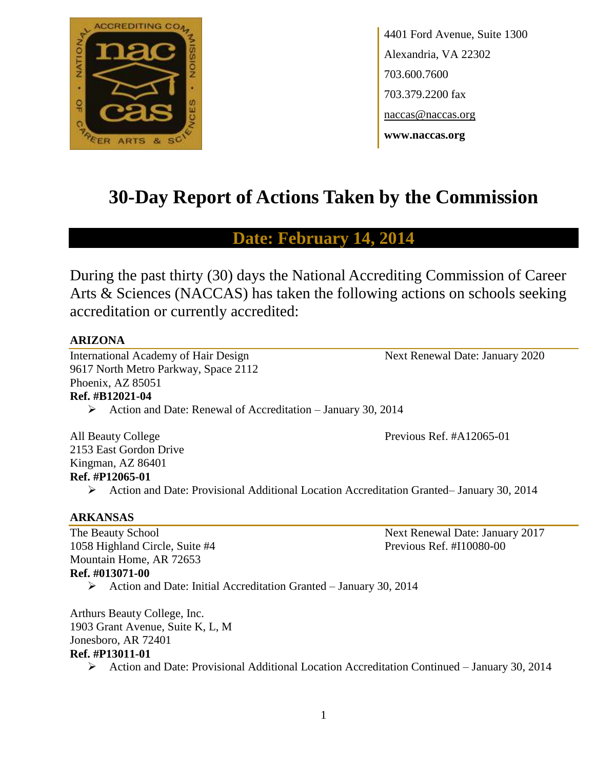4401 Ford Avenue, Suite 1300
Alexandria, VA 22302
703.600.7600
703.379.2200 fax
naccas@naccas.org
**www.naccas.org**

# 30-Day Report of Actions Taken by the Commission

## Date: February 14, 2014

During the past thirty (30) days the National Accrediting Commission of Career Arts & Sciences (NACCAS) has taken the following actions on schools seeking accreditation or currently accredited:

### ARIZONA

International Academy of Hair Design
9617 North Metro Parkway, Space 2112
Phoenix, AZ 85051
Next Renewal Date: January 2020
**Ref. #B12021-04**

- Action and Date: Renewal of Accreditation – January 30, 2014

All Beauty College
2153 East Gordon Drive
Kingman, AZ 86401
Previous Ref. #A12065-01
**Ref. #P12065-01**

- Action and Date: Provisional Additional Location Accreditation Granted– January 30, 2014

### ARKANSAS

The Beauty School
1058 Highland Circle, Suite #4
Mountain Home, AR 72653
Next Renewal Date: January 2017
Previous Ref. #I10080-00
**Ref. #013071-00**

- Action and Date: Initial Accreditation Granted – January 30, 2014

Arthurs Beauty College, Inc.
1903 Grant Avenue, Suite K, L, M
Jonesboro, AR 72401
**Ref. #P13011-01**

- Action and Date: Provisional Additional Location Accreditation Continued – January 30, 2014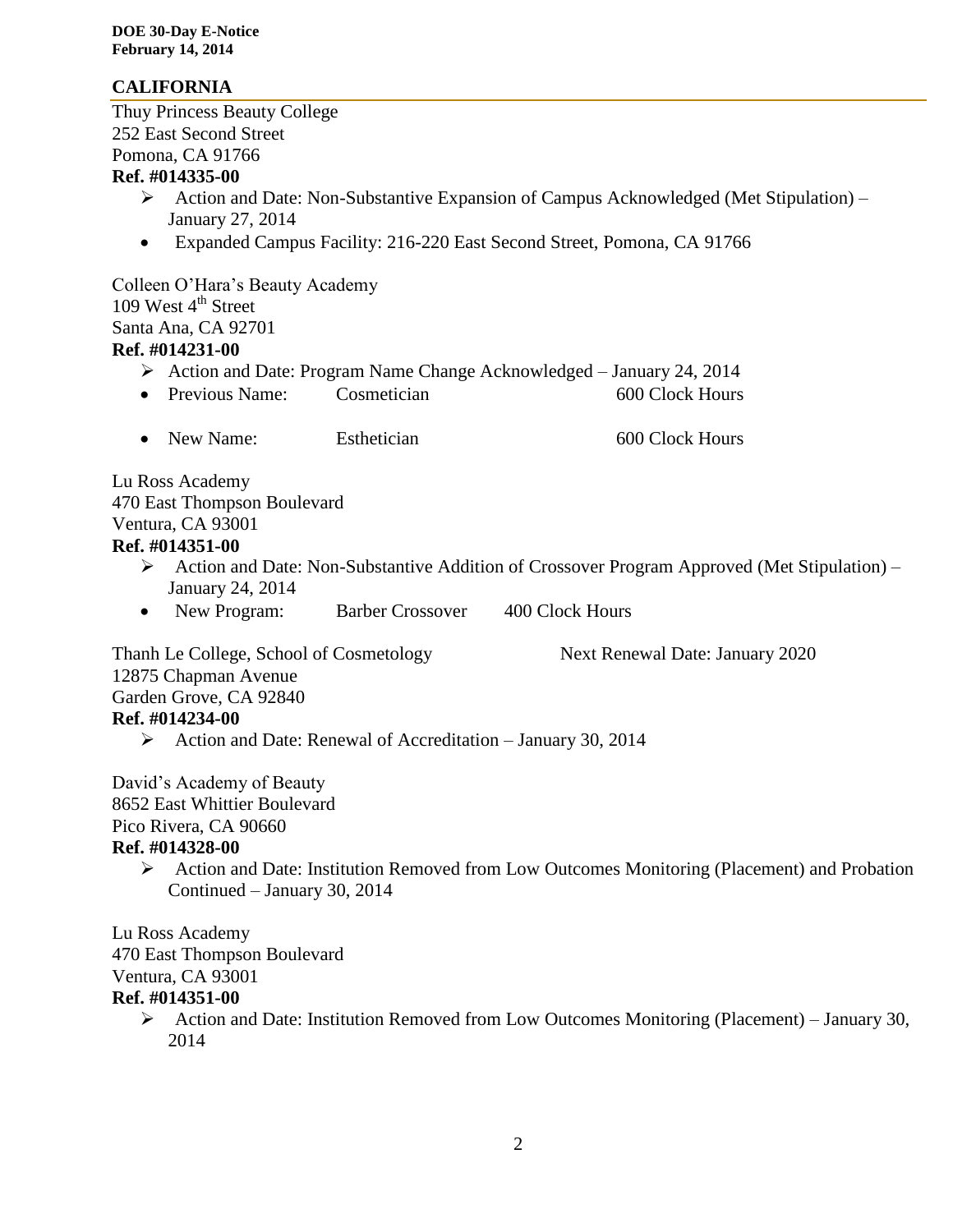## CALIFORNIA

Thuy Princess Beauty College
252 East Second Street
Pomona, CA 91766
**Ref. #014335-00**

- Action and Date: Non-Substantive Expansion of Campus Acknowledged (Met Stipulation) – January 27, 2014
    - Expanded Campus Facility: 216-220 East Second Street, Pomona, CA 91766

Colleen O'Hara's Beauty Academy
109 West 4th Street
Santa Ana, CA 92701
**Ref. #014231-00**

- Action and Date: Program Name Change Acknowledged – January 24, 2014
    - Previous Name: Cosmetician 600 Clock Hours
    - New Name: Esthetician 600 Clock Hours

Lu Ross Academy
470 East Thompson Boulevard
Ventura, CA 93001
**Ref. #014351-00**

- Action and Date: Non-Substantive Addition of Crossover Program Approved (Met Stipulation) – January 24, 2014
    - New Program: Barber Crossover 400 Clock Hours

Thanh Le College, School of Cosmetology — Next Renewal Date: January 2020
12875 Chapman Avenue
Garden Grove, CA 92840
**Ref. #014234-00**

- Action and Date: Renewal of Accreditation – January 30, 2014

David's Academy of Beauty
8652 East Whittier Boulevard
Pico Rivera, CA 90660
**Ref. #014328-00**

- Action and Date: Institution Removed from Low Outcomes Monitoring (Placement) and Probation Continued – January 30, 2014

Lu Ross Academy
470 East Thompson Boulevard
Ventura, CA 93001
**Ref. #014351-00**

- Action and Date: Institution Removed from Low Outcomes Monitoring (Placement) – January 30, 2014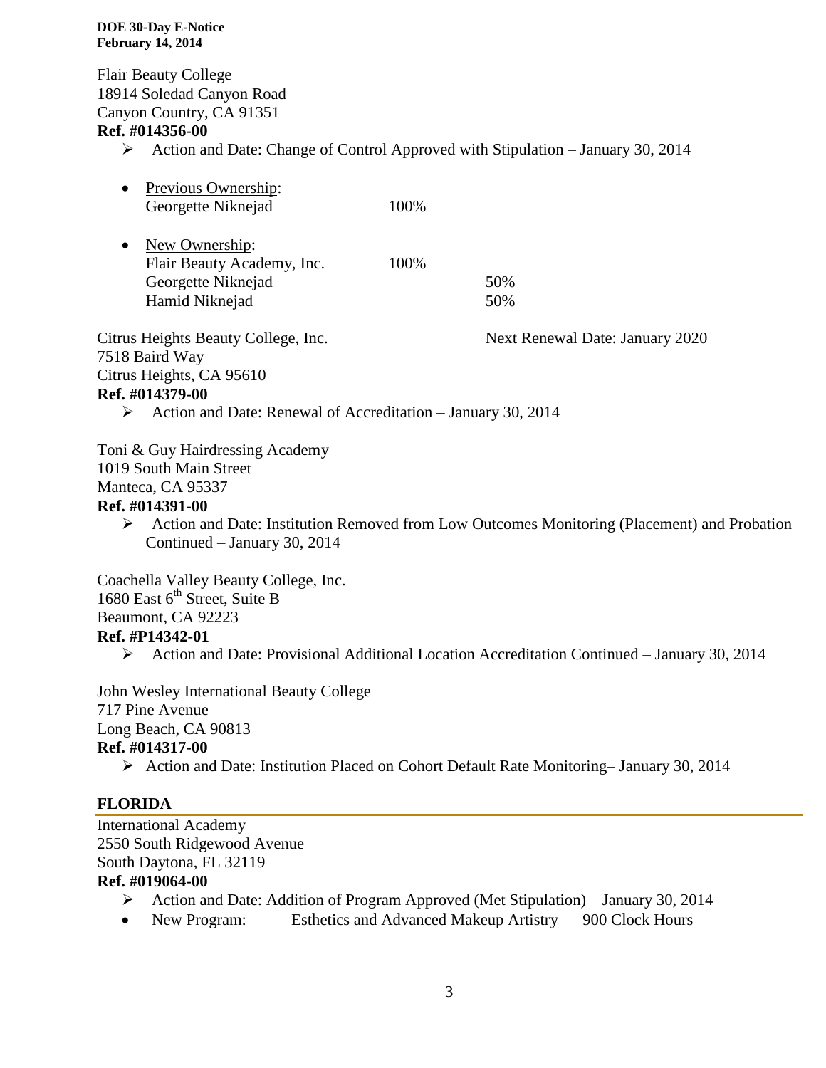Flair Beauty College
18914 Soledad Canyon Road
Canyon Country, CA 91351
**Ref. #014356-00**

- Action and Date: Change of Control Approved with Stipulation – January 30, 2014

- Previous Ownership:
  Georgette Niknejad 100%

- New Ownership:
  Flair Beauty Academy, Inc. 100%
  Georgette Niknejad 50%
  Hamid Niknejad 50%

Citrus Heights Beauty College, Inc. Next Renewal Date: January 2020
7518 Baird Way
Citrus Heights, CA 95610
**Ref. #014379-00**

- Action and Date: Renewal of Accreditation – January 30, 2014

Toni & Guy Hairdressing Academy
1019 South Main Street
Manteca, CA 95337
**Ref. #014391-00**

- Action and Date: Institution Removed from Low Outcomes Monitoring (Placement) and Probation Continued – January 30, 2014

Coachella Valley Beauty College, Inc.
1680 East 6th Street, Suite B
Beaumont, CA 92223
**Ref. #P14342-01**

- Action and Date: Provisional Additional Location Accreditation Continued – January 30, 2014

John Wesley International Beauty College
717 Pine Avenue
Long Beach, CA 90813
**Ref. #014317-00**

- Action and Date: Institution Placed on Cohort Default Rate Monitoring– January 30, 2014

## FLORIDA

International Academy
2550 South Ridgewood Avenue
South Daytona, FL 32119
**Ref. #019064-00**

- Action and Date: Addition of Program Approved (Met Stipulation) – January 30, 2014
- New Program: Esthetics and Advanced Makeup Artistry 900 Clock Hours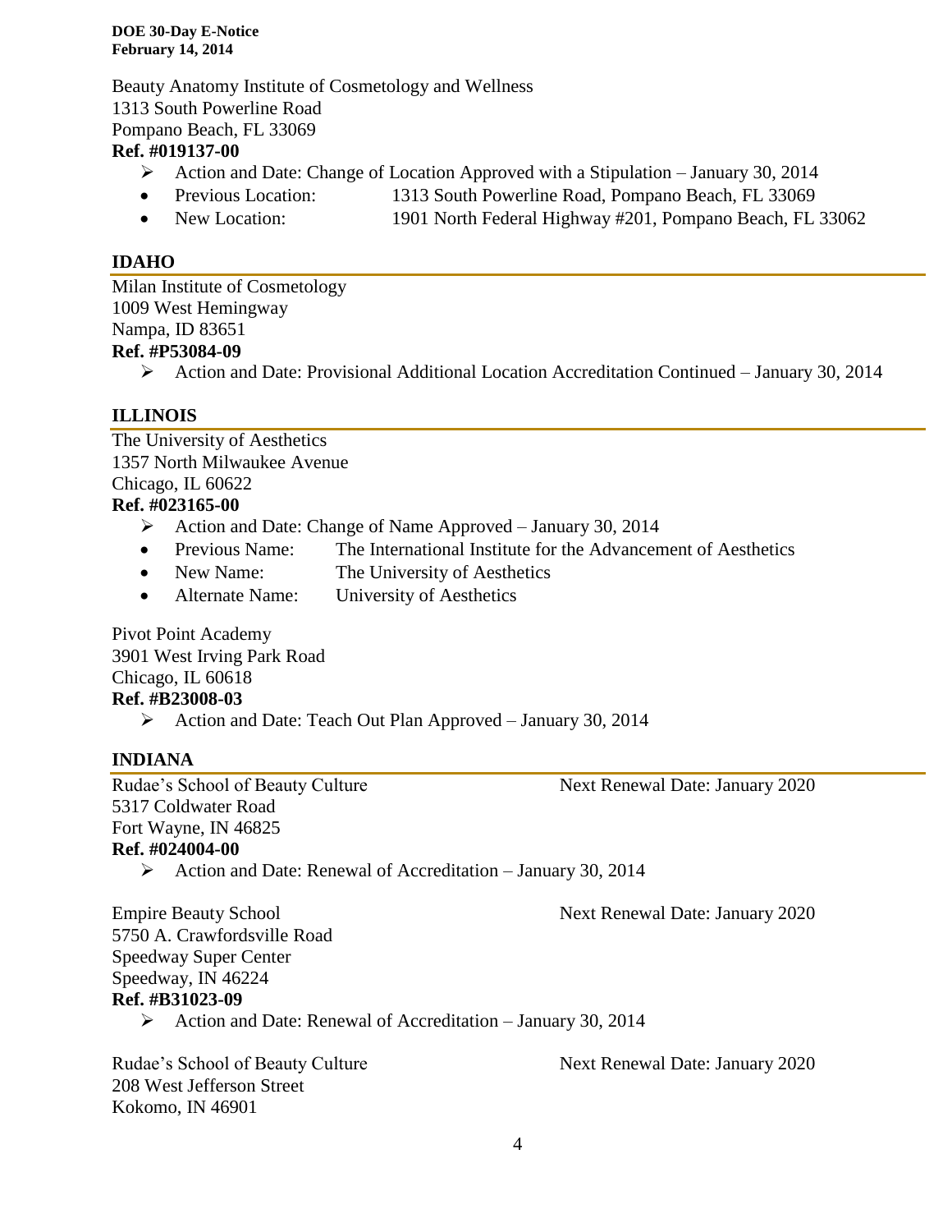Beauty Anatomy Institute of Cosmetology and Wellness
1313 South Powerline Road
Pompano Beach, FL 33069
**Ref. #019137-00**

- Action and Date: Change of Location Approved with a Stipulation – January 30, 2014
  - Previous Location: 1313 South Powerline Road, Pompano Beach, FL 33069
  - New Location: 1901 North Federal Highway #201, Pompano Beach, FL 33062

## IDAHO

Milan Institute of Cosmetology
1009 West Hemingway
Nampa, ID 83651
**Ref. #P53084-09**

- Action and Date: Provisional Additional Location Accreditation Continued – January 30, 2014

## ILLINOIS

The University of Aesthetics
1357 North Milwaukee Avenue
Chicago, IL 60622
**Ref. #023165-00**

- Action and Date: Change of Name Approved – January 30, 2014
  - Previous Name: The International Institute for the Advancement of Aesthetics
  - New Name: The University of Aesthetics
  - Alternate Name: University of Aesthetics

Pivot Point Academy
3901 West Irving Park Road
Chicago, IL 60618
**Ref. #B23008-03**

- Action and Date: Teach Out Plan Approved – January 30, 2014

## INDIANA

Rudae's School of Beauty Culture — Next Renewal Date: January 2020
5317 Coldwater Road
Fort Wayne, IN 46825
**Ref. #024004-00**

- Action and Date: Renewal of Accreditation – January 30, 2014

Empire Beauty School — Next Renewal Date: January 2020
5750 A. Crawfordsville Road
Speedway Super Center
Speedway, IN 46224
**Ref. #B31023-09**

- Action and Date: Renewal of Accreditation – January 30, 2014

Rudae's School of Beauty Culture — Next Renewal Date: January 2020
208 West Jefferson Street
Kokomo, IN 46901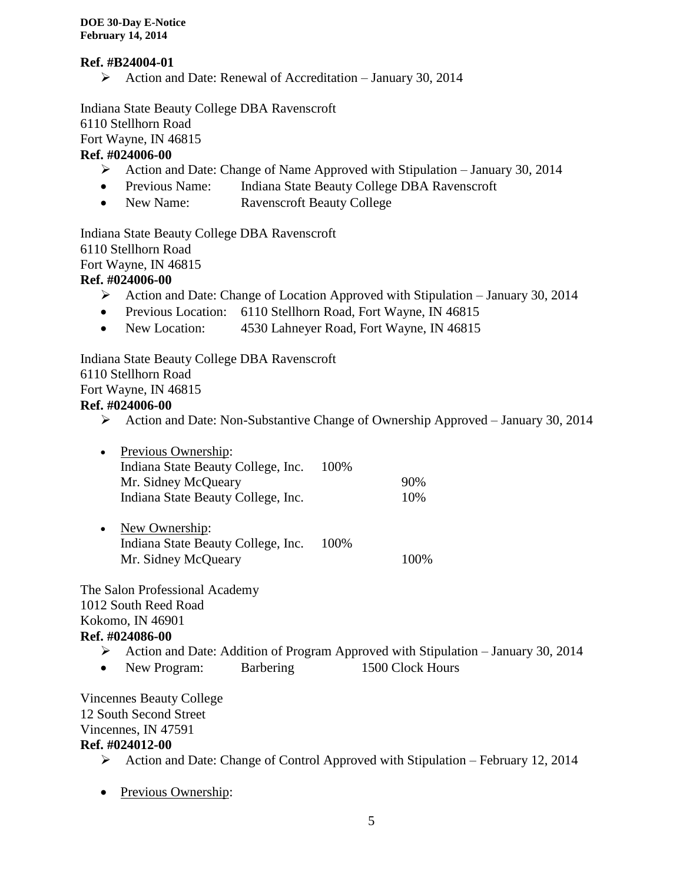**Ref. #B24004-01**

- Action and Date: Renewal of Accreditation – January 30, 2014

Indiana State Beauty College DBA Ravenscroft
6110 Stellhorn Road
Fort Wayne, IN 46815
**Ref. #024006-00**

- Action and Date: Change of Name Approved with Stipulation – January 30, 2014
- Previous Name: Indiana State Beauty College DBA Ravenscroft
- New Name: Ravenscroft Beauty College

Indiana State Beauty College DBA Ravenscroft
6110 Stellhorn Road
Fort Wayne, IN 46815
**Ref. #024006-00**

- Action and Date: Change of Location Approved with Stipulation – January 30, 2014
- Previous Location: 6110 Stellhorn Road, Fort Wayne, IN 46815
- New Location: 4530 Lahneyer Road, Fort Wayne, IN 46815

Indiana State Beauty College DBA Ravenscroft
6110 Stellhorn Road
Fort Wayne, IN 46815
**Ref. #024006-00**

- Action and Date: Non-Substantive Change of Ownership Approved – January 30, 2014

- Previous Ownership:

| | | |
|---|---|---|
| Indiana State Beauty College, Inc. | 100% | |
| Mr. Sidney McQueary | | 90% |
| Indiana State Beauty College, Inc. | | 10% |

- New Ownership:

| | | |
|---|---|---|
| Indiana State Beauty College, Inc. | 100% | |
| Mr. Sidney McQueary | | 100% |

The Salon Professional Academy
1012 South Reed Road
Kokomo, IN 46901
**Ref. #024086-00**

- Action and Date: Addition of Program Approved with Stipulation – January 30, 2014
- New Program: Barbering 1500 Clock Hours

Vincennes Beauty College
12 South Second Street
Vincennes, IN 47591
**Ref. #024012-00**

- Action and Date: Change of Control Approved with Stipulation – February 12, 2014

- Previous Ownership: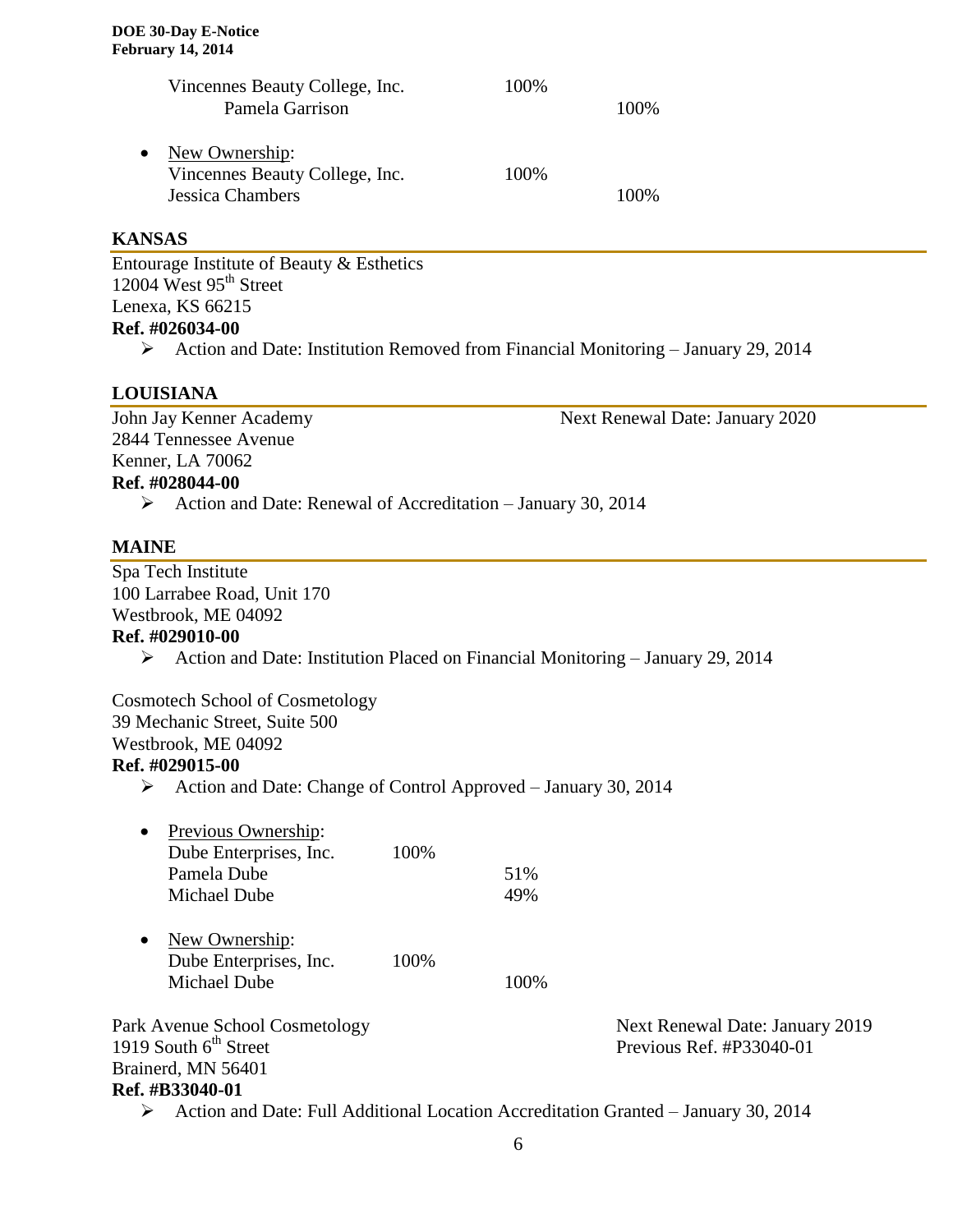| | | |
|---|---|---|
| Vincennes Beauty College, Inc. | 100% | |
| Pamela Garrison | | 100% |

- New Ownership:

| | | |
|---|---|---|
| Vincennes Beauty College, Inc. | 100% | |
| Jessica Chambers | | 100% |

## KANSAS

Entourage Institute of Beauty & Esthetics
12004 West 95th Street
Lenexa, KS 66215
**Ref. #026034-00**

- ➢ Action and Date: Institution Removed from Financial Monitoring – January 29, 2014

## LOUISIANA

John Jay Kenner Academy — Next Renewal Date: January 2020
2844 Tennessee Avenue
Kenner, LA 70062
**Ref. #028044-00**

- ➢ Action and Date: Renewal of Accreditation – January 30, 2014

## MAINE

Spa Tech Institute
100 Larrabee Road, Unit 170
Westbrook, ME 04092
**Ref. #029010-00**

- ➢ Action and Date: Institution Placed on Financial Monitoring – January 29, 2014

Cosmotech School of Cosmetology
39 Mechanic Street, Suite 500
Westbrook, ME 04092
**Ref. #029015-00**

- ➢ Action and Date: Change of Control Approved – January 30, 2014

- Previous Ownership:

| | | |
|---|---|---|
| Dube Enterprises, Inc. | 100% | |
| Pamela Dube | | 51% |
| Michael Dube | | 49% |

- New Ownership:

| | | |
|---|---|---|
| Dube Enterprises, Inc. | 100% | |
| Michael Dube | | 100% |

Park Avenue School Cosmetology — Next Renewal Date: January 2019
1919 South 6th Street — Previous Ref. #P33040-01
Brainerd, MN 56401
**Ref. #B33040-01**

- ➢ Action and Date: Full Additional Location Accreditation Granted – January 30, 2014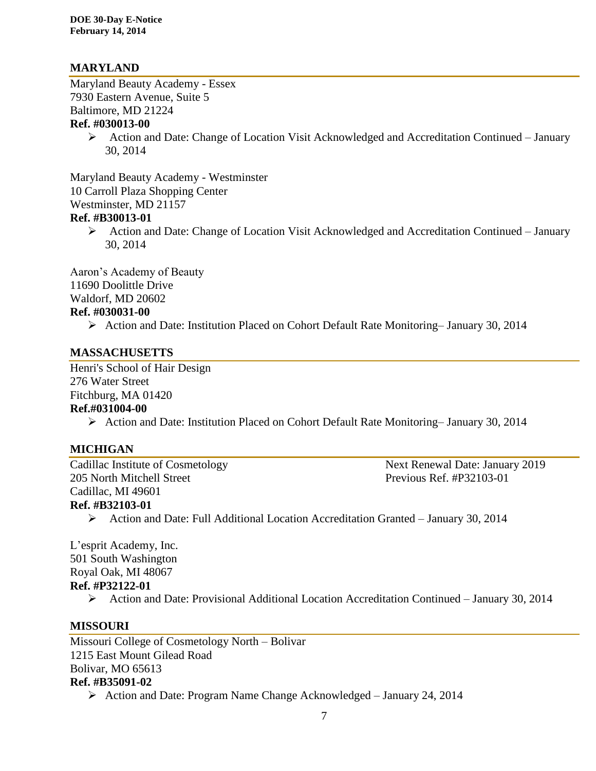## MARYLAND

Maryland Beauty Academy - Essex
7930 Eastern Avenue, Suite 5
Baltimore, MD 21224
**Ref. #030013-00**

- Action and Date: Change of Location Visit Acknowledged and Accreditation Continued – January 30, 2014

Maryland Beauty Academy - Westminster
10 Carroll Plaza Shopping Center
Westminster, MD 21157
**Ref. #B30013-01**

- Action and Date: Change of Location Visit Acknowledged and Accreditation Continued – January 30, 2014

Aaron's Academy of Beauty
11690 Doolittle Drive
Waldorf, MD 20602
**Ref. #030031-00**

- Action and Date: Institution Placed on Cohort Default Rate Monitoring– January 30, 2014

## MASSACHUSETTS

Henri's School of Hair Design
276 Water Street
Fitchburg, MA 01420
**Ref.#031004-00**

- Action and Date: Institution Placed on Cohort Default Rate Monitoring– January 30, 2014

## MICHIGAN

Cadillac Institute of Cosmetology
205 North Mitchell Street
Cadillac, MI 49601
Next Renewal Date: January 2019
Previous Ref. #P32103-01
**Ref. #B32103-01**

- Action and Date: Full Additional Location Accreditation Granted – January 30, 2014

L'esprit Academy, Inc.
501 South Washington
Royal Oak, MI 48067
**Ref. #P32122-01**

- Action and Date: Provisional Additional Location Accreditation Continued – January 30, 2014

## MISSOURI

Missouri College of Cosmetology North – Bolivar
1215 East Mount Gilead Road
Bolivar, MO 65613
**Ref. #B35091-02**

- Action and Date: Program Name Change Acknowledged – January 24, 2014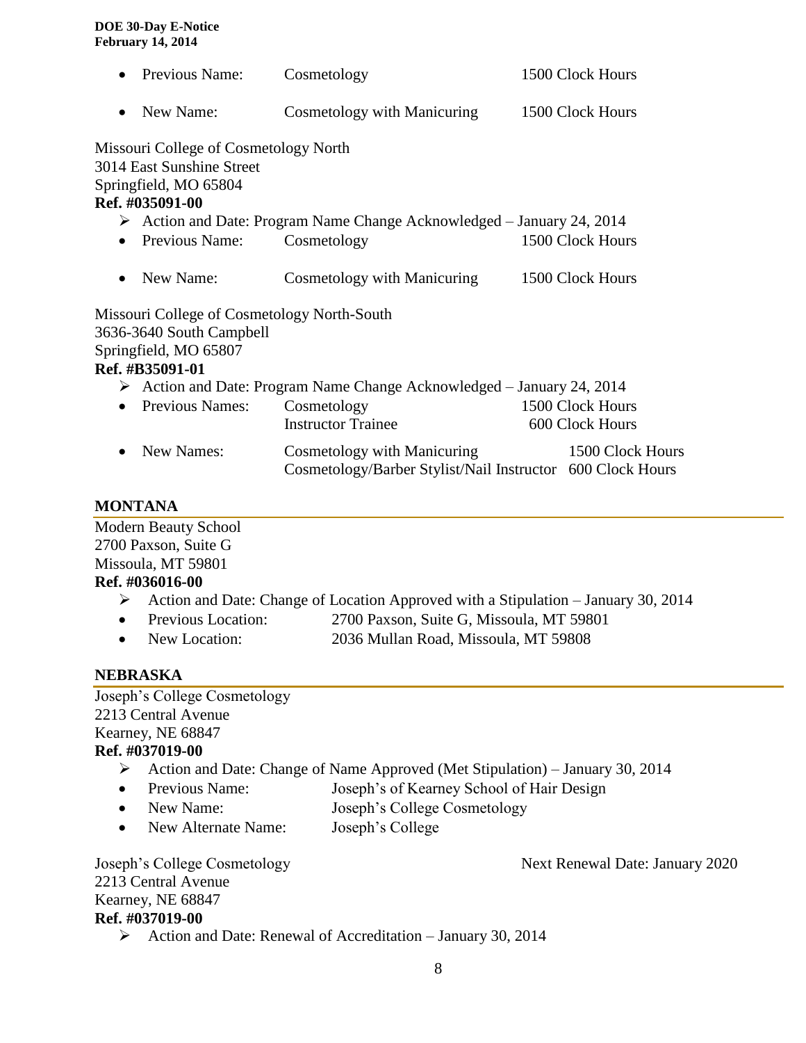- Previous Name: Cosmetology 1500 Clock Hours
- New Name: Cosmetology with Manicuring 1500 Clock Hours

Missouri College of Cosmetology North
3014 East Sunshine Street
Springfield, MO 65804
**Ref. #035091-00**

- ➢ Action and Date: Program Name Change Acknowledged – January 24, 2014
- Previous Name: Cosmetology 1500 Clock Hours
- New Name: Cosmetology with Manicuring 1500 Clock Hours

Missouri College of Cosmetology North-South
3636-3640 South Campbell
Springfield, MO 65807
**Ref. #B35091-01**

- ➢ Action and Date: Program Name Change Acknowledged – January 24, 2014
- Previous Names: Cosmetology 1500 Clock Hours
  Instructor Trainee 600 Clock Hours
- New Names: Cosmetology with Manicuring 1500 Clock Hours
  Cosmetology/Barber Stylist/Nail Instructor 600 Clock Hours

## MONTANA

Modern Beauty School
2700 Paxson, Suite G
Missoula, MT 59801
**Ref. #036016-00**

- ➢ Action and Date: Change of Location Approved with a Stipulation – January 30, 2014
- Previous Location: 2700 Paxson, Suite G, Missoula, MT 59801
- New Location: 2036 Mullan Road, Missoula, MT 59808

## NEBRASKA

Joseph's College Cosmetology
2213 Central Avenue
Kearney, NE 68847
**Ref. #037019-00**

- ➢ Action and Date: Change of Name Approved (Met Stipulation) – January 30, 2014
- Previous Name: Joseph's of Kearney School of Hair Design
- New Name: Joseph's College Cosmetology
- New Alternate Name: Joseph's College

Joseph's College Cosmetology — Next Renewal Date: January 2020
2213 Central Avenue
Kearney, NE 68847
**Ref. #037019-00**

- ➢ Action and Date: Renewal of Accreditation – January 30, 2014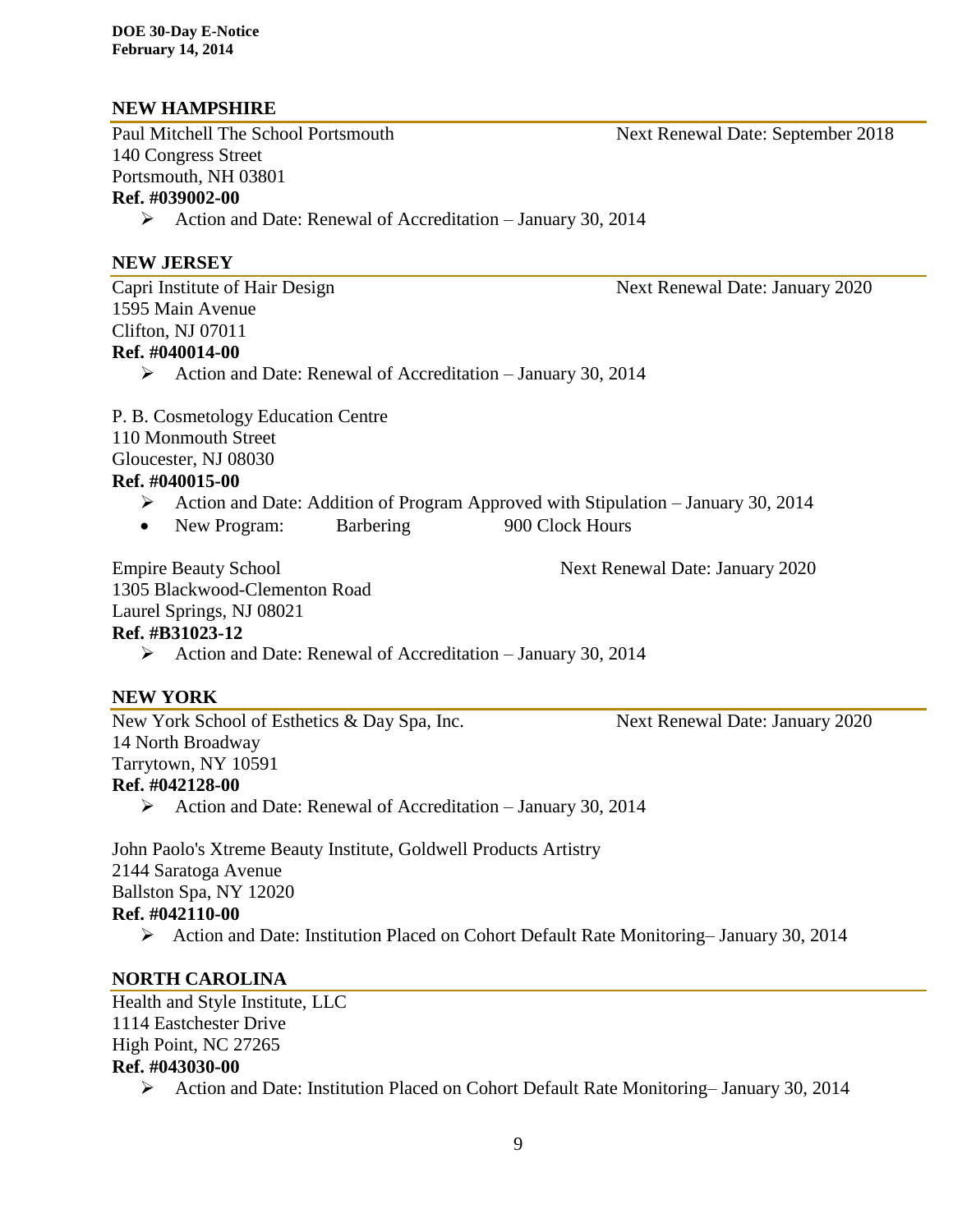## NEW HAMPSHIRE

Paul Mitchell The School Portsmouth — Next Renewal Date: September 2018
140 Congress Street
Portsmouth, NH 03801
**Ref. #039002-00**

- Action and Date: Renewal of Accreditation – January 30, 2014

## NEW JERSEY

Capri Institute of Hair Design — Next Renewal Date: January 2020
1595 Main Avenue
Clifton, NJ 07011
**Ref. #040014-00**

- Action and Date: Renewal of Accreditation – January 30, 2014

P. B. Cosmetology Education Centre
110 Monmouth Street
Gloucester, NJ 08030
**Ref. #040015-00**

- Action and Date: Addition of Program Approved with Stipulation – January 30, 2014
- New Program: Barbering 900 Clock Hours

Empire Beauty School — Next Renewal Date: January 2020
1305 Blackwood-Clementon Road
Laurel Springs, NJ 08021
**Ref. #B31023-12**

- Action and Date: Renewal of Accreditation – January 30, 2014

## NEW YORK

New York School of Esthetics & Day Spa, Inc. — Next Renewal Date: January 2020
14 North Broadway
Tarrytown, NY 10591
**Ref. #042128-00**

- Action and Date: Renewal of Accreditation – January 30, 2014

John Paolo's Xtreme Beauty Institute, Goldwell Products Artistry
2144 Saratoga Avenue
Ballston Spa, NY 12020
**Ref. #042110-00**

- Action and Date: Institution Placed on Cohort Default Rate Monitoring– January 30, 2014

## NORTH CAROLINA

Health and Style Institute, LLC
1114 Eastchester Drive
High Point, NC 27265
**Ref. #043030-00**

- Action and Date: Institution Placed on Cohort Default Rate Monitoring– January 30, 2014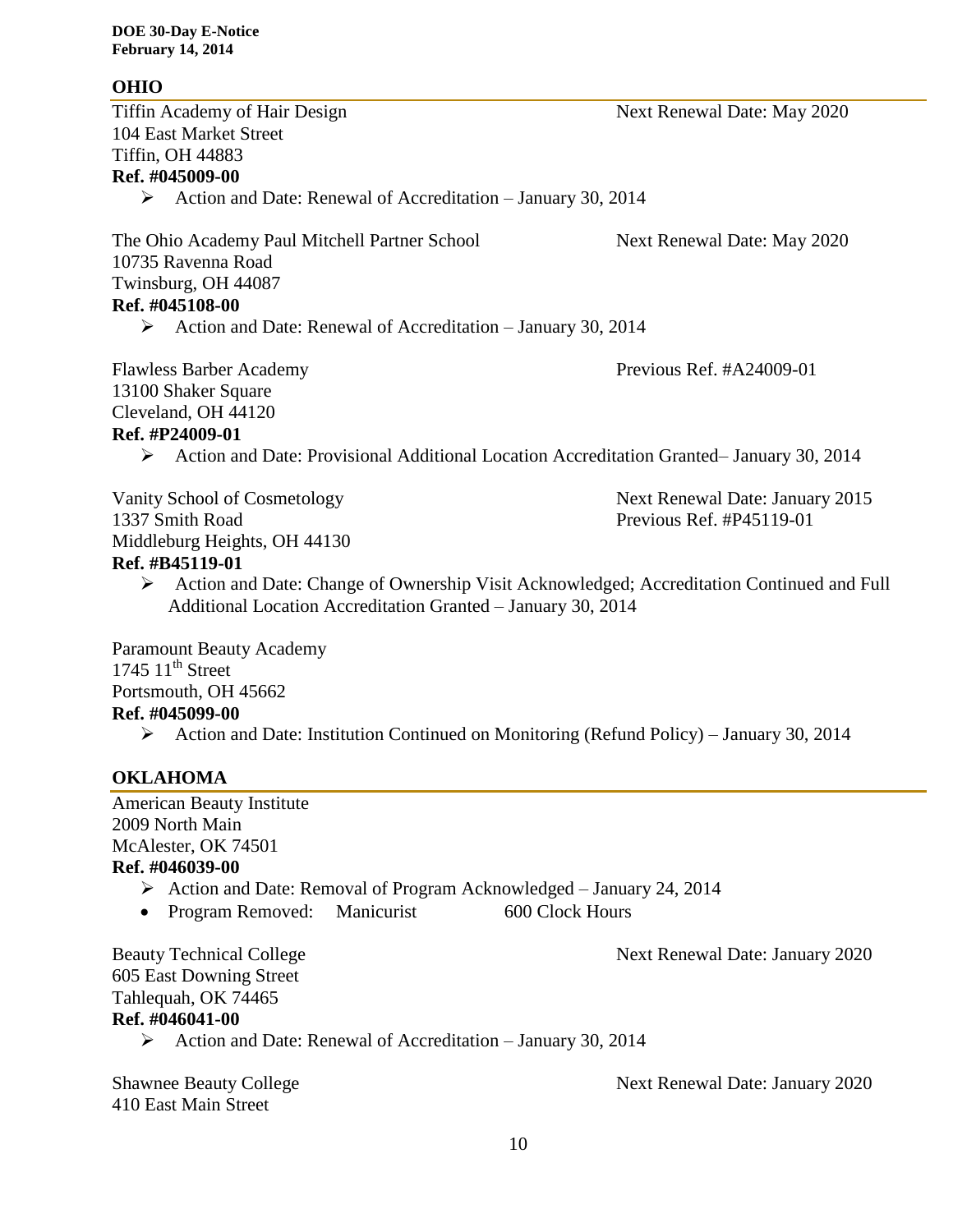## OHIO

Tiffin Academy of Hair Design — Next Renewal Date: May 2020
104 East Market Street
Tiffin, OH 44883
**Ref. #045009-00**

- Action and Date: Renewal of Accreditation – January 30, 2014

The Ohio Academy Paul Mitchell Partner School — Next Renewal Date: May 2020
10735 Ravenna Road
Twinsburg, OH 44087
**Ref. #045108-00**

- Action and Date: Renewal of Accreditation – January 30, 2014

Flawless Barber Academy — Previous Ref. #A24009-01
13100 Shaker Square
Cleveland, OH 44120
**Ref. #P24009-01**

- Action and Date: Provisional Additional Location Accreditation Granted– January 30, 2014

Vanity School of Cosmetology — Next Renewal Date: January 2015
1337 Smith Road — Previous Ref. #P45119-01
Middleburg Heights, OH 44130
**Ref. #B45119-01**

- Action and Date: Change of Ownership Visit Acknowledged; Accreditation Continued and Full Additional Location Accreditation Granted – January 30, 2014

Paramount Beauty Academy
1745 11th Street
Portsmouth, OH 45662
**Ref. #045099-00**

- Action and Date: Institution Continued on Monitoring (Refund Policy) – January 30, 2014

## OKLAHOMA

American Beauty Institute
2009 North Main
McAlester, OK 74501
**Ref. #046039-00**

- Action and Date: Removal of Program Acknowledged – January 24, 2014
- Program Removed: Manicurist 600 Clock Hours

Beauty Technical College — Next Renewal Date: January 2020
605 East Downing Street
Tahlequah, OK 74465
**Ref. #046041-00**

- Action and Date: Renewal of Accreditation – January 30, 2014

Shawnee Beauty College — Next Renewal Date: January 2020
410 East Main Street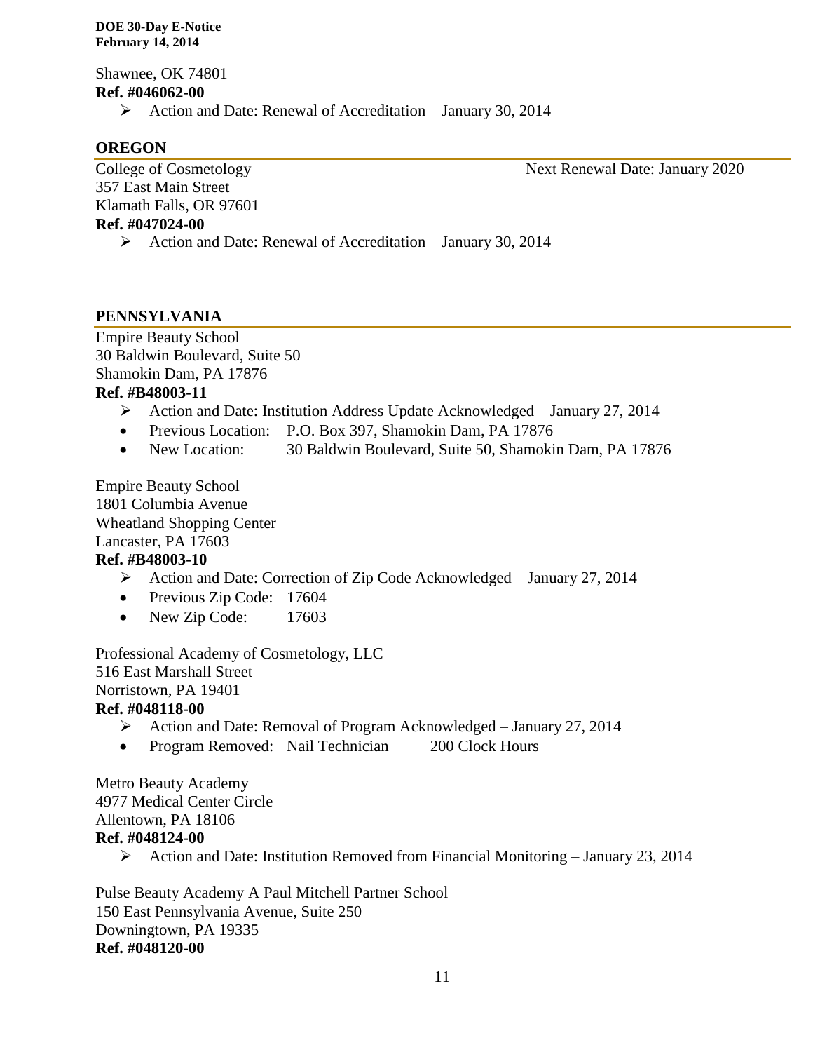Shawnee, OK 74801

**Ref. #046062-00**

- Action and Date: Renewal of Accreditation – January 30, 2014

## OREGON

College of Cosmetology Next Renewal Date: January 2020
357 East Main Street
Klamath Falls, OR 97601

**Ref. #047024-00**

- Action and Date: Renewal of Accreditation – January 30, 2014

## PENNSYLVANIA

Empire Beauty School
30 Baldwin Boulevard, Suite 50
Shamokin Dam, PA 17876

**Ref. #B48003-11**

- Action and Date: Institution Address Update Acknowledged – January 27, 2014
  - Previous Location: P.O. Box 397, Shamokin Dam, PA 17876
  - New Location: 30 Baldwin Boulevard, Suite 50, Shamokin Dam, PA 17876

Empire Beauty School
1801 Columbia Avenue
Wheatland Shopping Center
Lancaster, PA 17603

**Ref. #B48003-10**

- Action and Date: Correction of Zip Code Acknowledged – January 27, 2014
  - Previous Zip Code: 17604
  - New Zip Code: 17603

Professional Academy of Cosmetology, LLC
516 East Marshall Street
Norristown, PA 19401

**Ref. #048118-00**

- Action and Date: Removal of Program Acknowledged – January 27, 2014
  - Program Removed: Nail Technician 200 Clock Hours

Metro Beauty Academy
4977 Medical Center Circle
Allentown, PA 18106

**Ref. #048124-00**

- Action and Date: Institution Removed from Financial Monitoring – January 23, 2014

Pulse Beauty Academy A Paul Mitchell Partner School
150 East Pennsylvania Avenue, Suite 250
Downingtown, PA 19335

**Ref. #048120-00**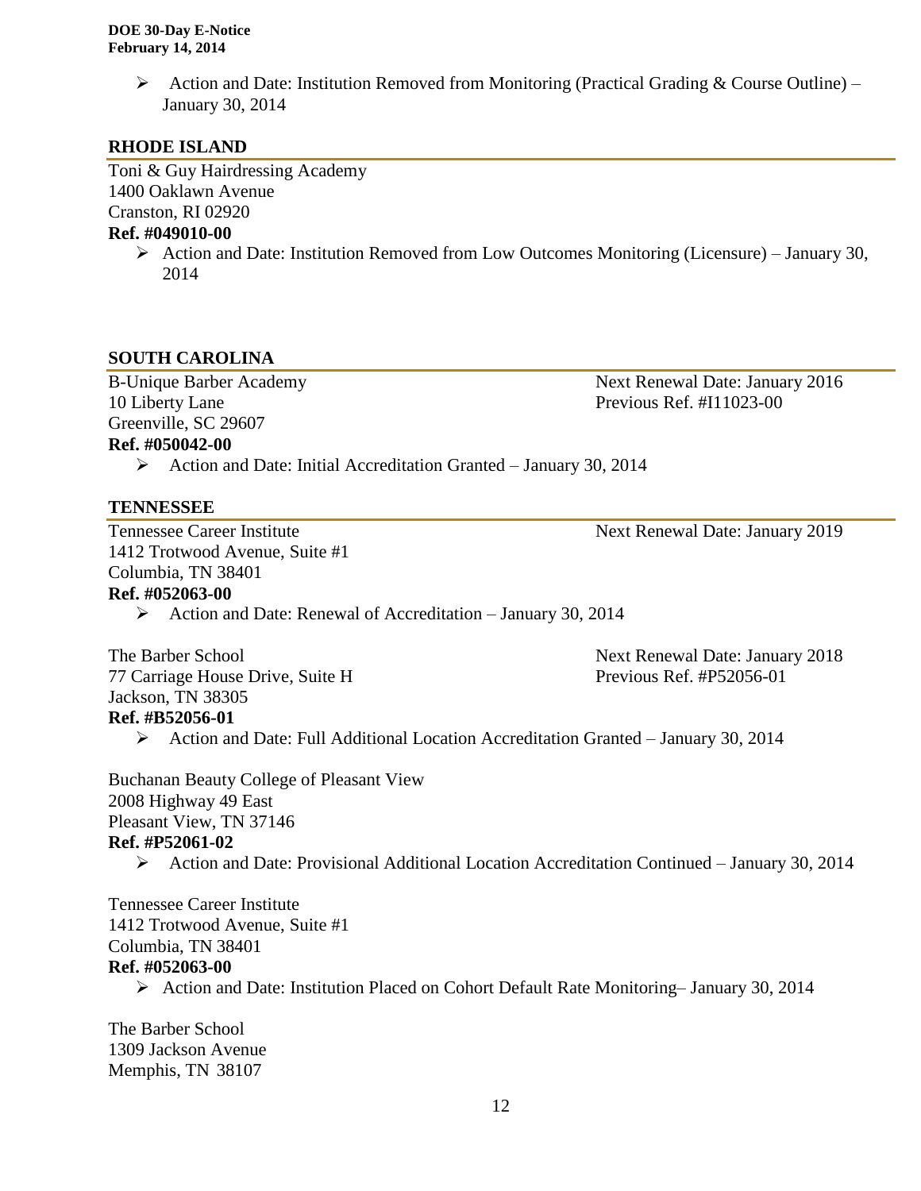- Action and Date: Institution Removed from Monitoring (Practical Grading & Course Outline) – January 30, 2014

## RHODE ISLAND

Toni & Guy Hairdressing Academy
1400 Oaklawn Avenue
Cranston, RI 02920
**Ref. #049010-00**

- Action and Date: Institution Removed from Low Outcomes Monitoring (Licensure) – January 30, 2014

## SOUTH CAROLINA

B-Unique Barber Academy
10 Liberty Lane
Greenville, SC 29607
**Ref. #050042-00**
Next Renewal Date: January 2016
Previous Ref. #I11023-00

- Action and Date: Initial Accreditation Granted – January 30, 2014

## TENNESSEE

Tennessee Career Institute
1412 Trotwood Avenue, Suite #1
Columbia, TN 38401
**Ref. #052063-00**
Next Renewal Date: January 2019

- Action and Date: Renewal of Accreditation – January 30, 2014

The Barber School
77 Carriage House Drive, Suite H
Jackson, TN 38305
**Ref. #B52056-01**
Next Renewal Date: January 2018
Previous Ref. #P52056-01

- Action and Date: Full Additional Location Accreditation Granted – January 30, 2014

Buchanan Beauty College of Pleasant View
2008 Highway 49 East
Pleasant View, TN 37146
**Ref. #P52061-02**

- Action and Date: Provisional Additional Location Accreditation Continued – January 30, 2014

Tennessee Career Institute
1412 Trotwood Avenue, Suite #1
Columbia, TN 38401
**Ref. #052063-00**

- Action and Date: Institution Placed on Cohort Default Rate Monitoring– January 30, 2014

The Barber School
1309 Jackson Avenue
Memphis, TN 38107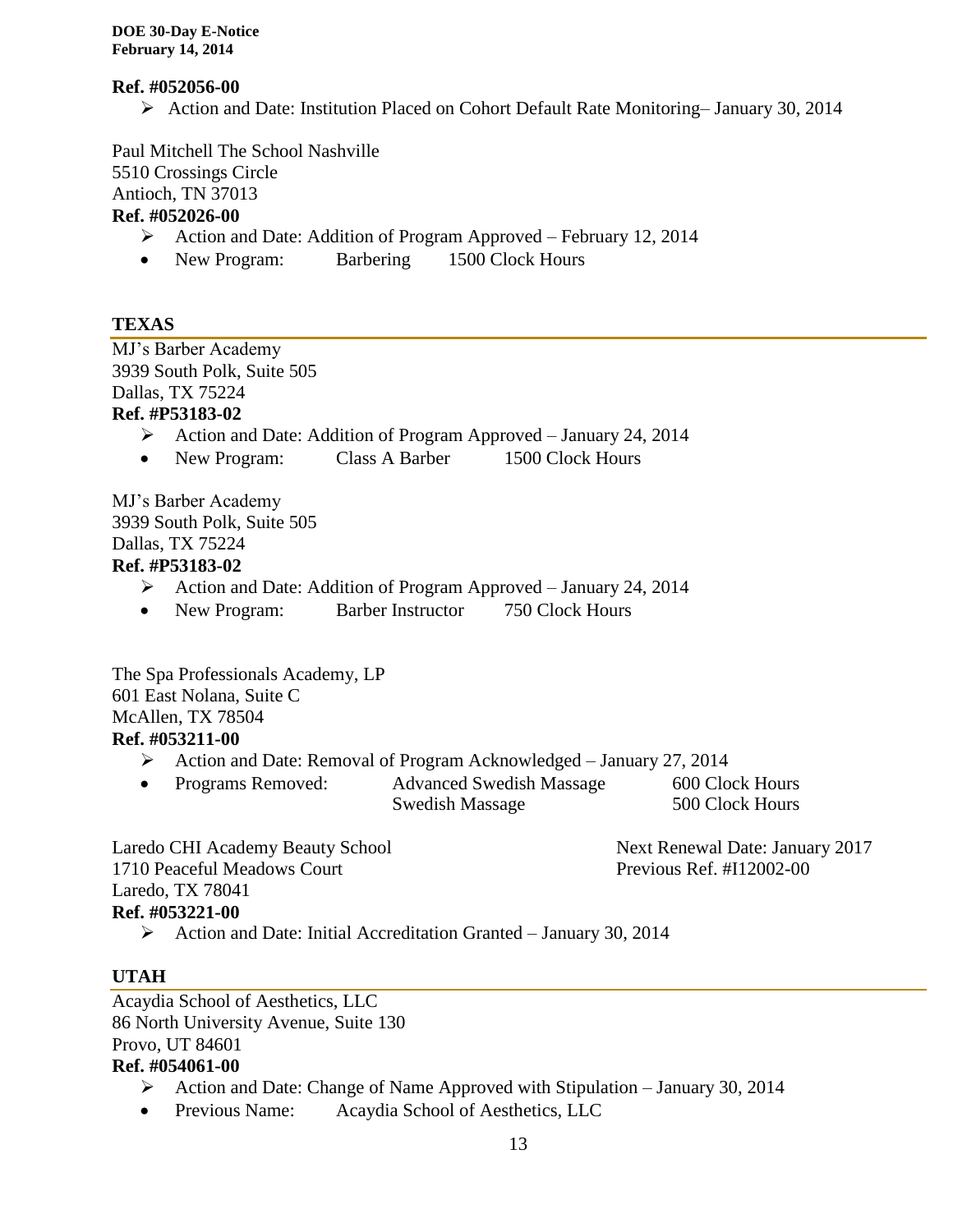**Ref. #052056-00**

- Action and Date: Institution Placed on Cohort Default Rate Monitoring– January 30, 2014

Paul Mitchell The School Nashville
5510 Crossings Circle
Antioch, TN 37013
**Ref. #052026-00**

- Action and Date: Addition of Program Approved – February 12, 2014
- New Program: Barbering 1500 Clock Hours

## TEXAS

MJ's Barber Academy
3939 South Polk, Suite 505
Dallas, TX 75224
**Ref. #P53183-02**

- Action and Date: Addition of Program Approved – January 24, 2014
- New Program: Class A Barber 1500 Clock Hours

MJ's Barber Academy
3939 South Polk, Suite 505
Dallas, TX 75224
**Ref. #P53183-02**

- Action and Date: Addition of Program Approved – January 24, 2014
- New Program: Barber Instructor 750 Clock Hours

The Spa Professionals Academy, LP
601 East Nolana, Suite C
McAllen, TX 78504
**Ref. #053211-00**

- Action and Date: Removal of Program Acknowledged – January 27, 2014
- Programs Removed: Advanced Swedish Massage 600 Clock Hours
  Swedish Massage 500 Clock Hours

Laredo CHI Academy Beauty School
1710 Peaceful Meadows Court
Laredo, TX 78041
Next Renewal Date: January 2017
Previous Ref. #I12002-00
**Ref. #053221-00**

- Action and Date: Initial Accreditation Granted – January 30, 2014

## UTAH

Acaydia School of Aesthetics, LLC
86 North University Avenue, Suite 130
Provo, UT 84601
**Ref. #054061-00**

- Action and Date: Change of Name Approved with Stipulation – January 30, 2014
- Previous Name: Acaydia School of Aesthetics, LLC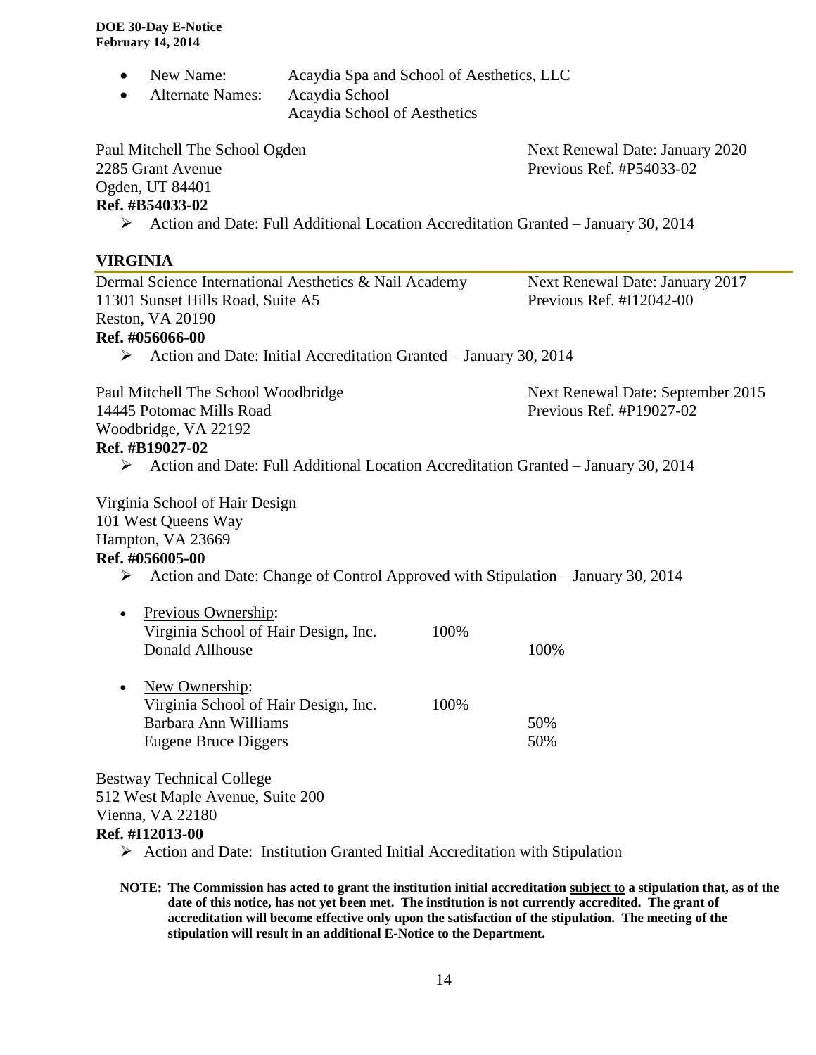- New Name: Acaydia Spa and School of Aesthetics, LLC
- Alternate Names: Acaydia School
  Acaydia School of Aesthetics

Paul Mitchell The School Ogden
2285 Grant Avenue
Ogden, UT 84401
**Ref. #B54033-02**

Next Renewal Date: January 2020
Previous Ref. #P54033-02

- ➢ Action and Date: Full Additional Location Accreditation Granted – January 30, 2014

## VIRGINIA

Dermal Science International Aesthetics & Nail Academy
11301 Sunset Hills Road, Suite A5
Reston, VA 20190
**Ref. #056066-00**

Next Renewal Date: January 2017
Previous Ref. #I12042-00

- ➢ Action and Date: Initial Accreditation Granted – January 30, 2014

Paul Mitchell The School Woodbridge
14445 Potomac Mills Road
Woodbridge, VA 22192
**Ref. #B19027-02**

Next Renewal Date: September 2015
Previous Ref. #P19027-02

- ➢ Action and Date: Full Additional Location Accreditation Granted – January 30, 2014

Virginia School of Hair Design
101 West Queens Way
Hampton, VA 23669
**Ref. #056005-00**

- ➢ Action and Date: Change of Control Approved with Stipulation – January 30, 2014

- Previous Ownership:

| | | |
|---|---|---|
| Virginia School of Hair Design, Inc. | 100% | |
| Donald Allhouse | | 100% |

- New Ownership:

| | | |
|---|---|---|
| Virginia School of Hair Design, Inc. | 100% | |
| Barbara Ann Williams | | 50% |
| Eugene Bruce Diggers | | 50% |

Bestway Technical College
512 West Maple Avenue, Suite 200
Vienna, VA 22180
**Ref. #I12013-00**

- ➢ Action and Date: Institution Granted Initial Accreditation with Stipulation

**NOTE: The Commission has acted to grant the institution initial accreditation subject to a stipulation that, as of the date of this notice, has not yet been met. The institution is not currently accredited. The grant of accreditation will become effective only upon the satisfaction of the stipulation. The meeting of the stipulation will result in an additional E-Notice to the Department.**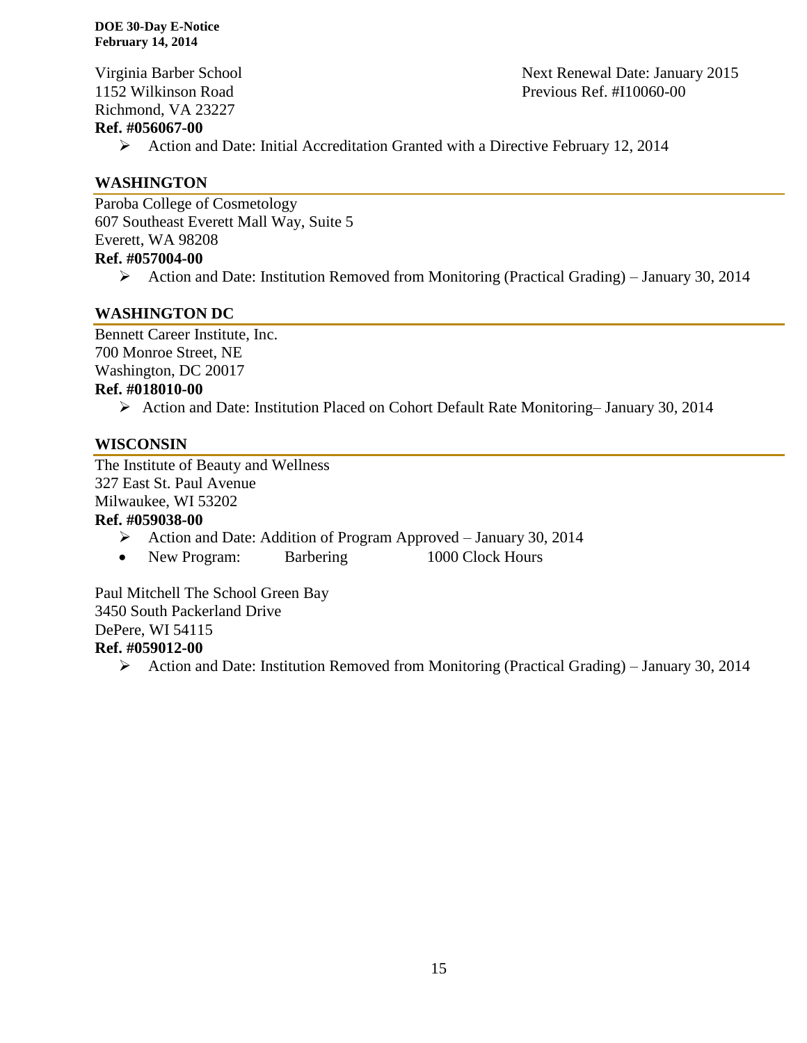Virginia Barber School
1152 Wilkinson Road
Richmond, VA 23227
**Ref. #056067-00**

Next Renewal Date: January 2015
Previous Ref. #I10060-00

- Action and Date: Initial Accreditation Granted with a Directive February 12, 2014

## WASHINGTON

Paroba College of Cosmetology
607 Southeast Everett Mall Way, Suite 5
Everett, WA 98208
**Ref. #057004-00**

- Action and Date: Institution Removed from Monitoring (Practical Grading) – January 30, 2014

## WASHINGTON DC

Bennett Career Institute, Inc.
700 Monroe Street, NE
Washington, DC 20017
**Ref. #018010-00**

- Action and Date: Institution Placed on Cohort Default Rate Monitoring– January 30, 2014

## WISCONSIN

The Institute of Beauty and Wellness
327 East St. Paul Avenue
Milwaukee, WI 53202
**Ref. #059038-00**

- Action and Date: Addition of Program Approved – January 30, 2014
- New Program: Barbering 1000 Clock Hours

Paul Mitchell The School Green Bay
3450 South Packerland Drive
DePere, WI 54115
**Ref. #059012-00**

- Action and Date: Institution Removed from Monitoring (Practical Grading) – January 30, 2014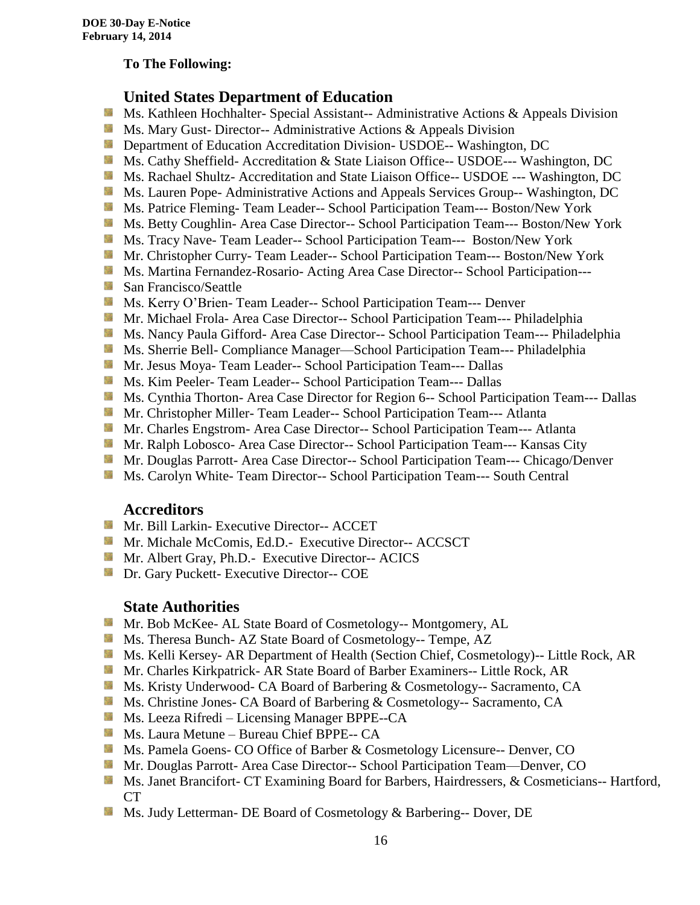**To The Following:**

## United States Department of Education

- Ms. Kathleen Hochhalter- Special Assistant-- Administrative Actions & Appeals Division
- Ms. Mary Gust- Director-- Administrative Actions & Appeals Division
- Department of Education Accreditation Division- USDOE-- Washington, DC
- Ms. Cathy Sheffield- Accreditation & State Liaison Office-- USDOE--- Washington, DC
- Ms. Rachael Shultz- Accreditation and State Liaison Office-- USDOE --- Washington, DC
- Ms. Lauren Pope- Administrative Actions and Appeals Services Group-- Washington, DC
- Ms. Patrice Fleming- Team Leader-- School Participation Team--- Boston/New York
- Ms. Betty Coughlin- Area Case Director-- School Participation Team--- Boston/New York
- Ms. Tracy Nave- Team Leader-- School Participation Team--- Boston/New York
- Mr. Christopher Curry- Team Leader-- School Participation Team--- Boston/New York
- Ms. Martina Fernandez-Rosario- Acting Area Case Director-- School Participation---
- San Francisco/Seattle
- Ms. Kerry O'Brien- Team Leader-- School Participation Team--- Denver
- Mr. Michael Frola- Area Case Director-- School Participation Team--- Philadelphia
- Ms. Nancy Paula Gifford- Area Case Director-- School Participation Team--- Philadelphia
- Ms. Sherrie Bell- Compliance Manager—School Participation Team--- Philadelphia
- Mr. Jesus Moya- Team Leader-- School Participation Team--- Dallas
- Ms. Kim Peeler- Team Leader-- School Participation Team--- Dallas
- Ms. Cynthia Thorton- Area Case Director for Region 6-- School Participation Team--- Dallas
- Mr. Christopher Miller- Team Leader-- School Participation Team--- Atlanta
- Mr. Charles Engstrom- Area Case Director-- School Participation Team--- Atlanta
- Mr. Ralph Lobosco- Area Case Director-- School Participation Team--- Kansas City
- Mr. Douglas Parrott- Area Case Director-- School Participation Team--- Chicago/Denver
- Ms. Carolyn White- Team Director-- School Participation Team--- South Central

## Accreditors

- Mr. Bill Larkin- Executive Director-- ACCET
- Mr. Michale McComis, Ed.D.- Executive Director-- ACCSCT
- Mr. Albert Gray, Ph.D.- Executive Director-- ACICS
- Dr. Gary Puckett- Executive Director-- COE

## State Authorities

- Mr. Bob McKee- AL State Board of Cosmetology-- Montgomery, AL
- Ms. Theresa Bunch- AZ State Board of Cosmetology-- Tempe, AZ
- Ms. Kelli Kersey- AR Department of Health (Section Chief, Cosmetology)-- Little Rock, AR
- Mr. Charles Kirkpatrick- AR State Board of Barber Examiners-- Little Rock, AR
- Ms. Kristy Underwood- CA Board of Barbering & Cosmetology-- Sacramento, CA
- Ms. Christine Jones- CA Board of Barbering & Cosmetology-- Sacramento, CA
- Ms. Leeza Rifredi – Licensing Manager BPPE--CA
- Ms. Laura Metune – Bureau Chief BPPE-- CA
- Ms. Pamela Goens- CO Office of Barber & Cosmetology Licensure-- Denver, CO
- Mr. Douglas Parrott- Area Case Director-- School Participation Team—Denver, CO
- Ms. Janet Brancifort- CT Examining Board for Barbers, Hairdressers, & Cosmeticians-- Hartford, CT
- Ms. Judy Letterman- DE Board of Cosmetology & Barbering-- Dover, DE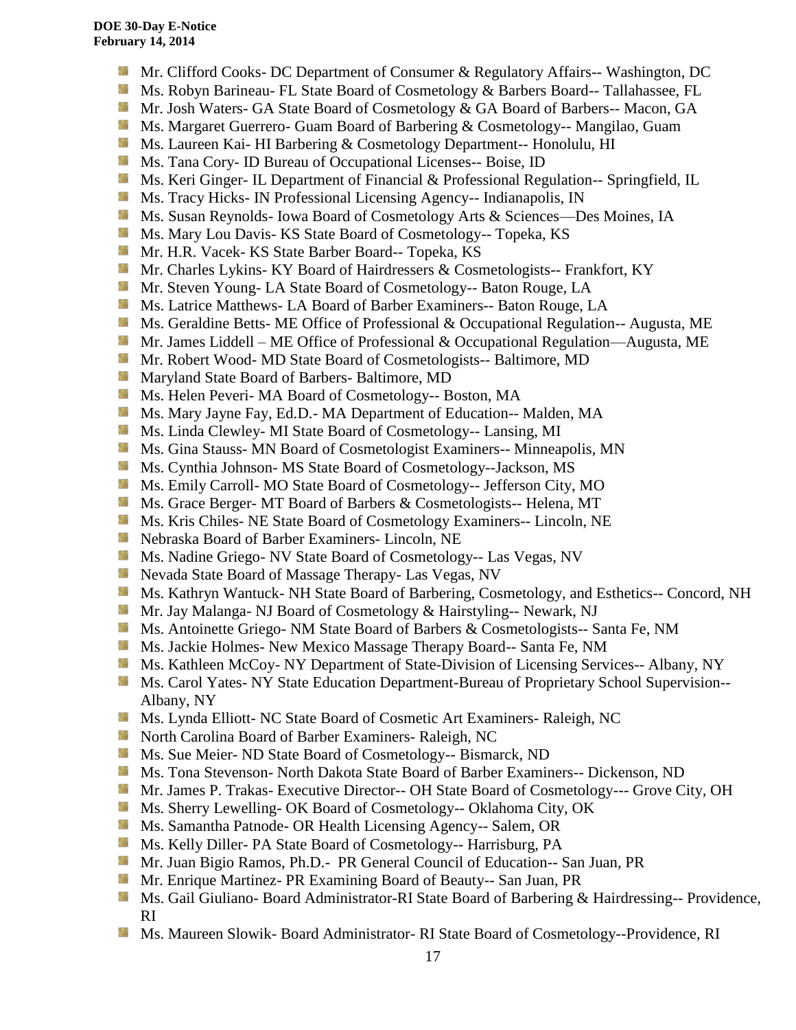- Mr. Clifford Cooks- DC Department of Consumer & Regulatory Affairs-- Washington, DC
- Ms. Robyn Barineau- FL State Board of Cosmetology & Barbers Board-- Tallahassee, FL
- Mr. Josh Waters- GA State Board of Cosmetology & GA Board of Barbers-- Macon, GA
- Ms. Margaret Guerrero- Guam Board of Barbering & Cosmetology-- Mangilao, Guam
- Ms. Laureen Kai- HI Barbering & Cosmetology Department-- Honolulu, HI
- Ms. Tana Cory- ID Bureau of Occupational Licenses-- Boise, ID
- Ms. Keri Ginger- IL Department of Financial & Professional Regulation-- Springfield, IL
- Ms. Tracy Hicks- IN Professional Licensing Agency-- Indianapolis, IN
- Ms. Susan Reynolds- Iowa Board of Cosmetology Arts & Sciences—Des Moines, IA
- Ms. Mary Lou Davis- KS State Board of Cosmetology-- Topeka, KS
- Mr. H.R. Vacek- KS State Barber Board-- Topeka, KS
- Mr. Charles Lykins- KY Board of Hairdressers & Cosmetologists-- Frankfort, KY
- Mr. Steven Young- LA State Board of Cosmetology-- Baton Rouge, LA
- Ms. Latrice Matthews- LA Board of Barber Examiners-- Baton Rouge, LA
- Ms. Geraldine Betts- ME Office of Professional & Occupational Regulation-- Augusta, ME
- Mr. James Liddell – ME Office of Professional & Occupational Regulation—Augusta, ME
- Mr. Robert Wood- MD State Board of Cosmetologists-- Baltimore, MD
- Maryland State Board of Barbers- Baltimore, MD
- Ms. Helen Peveri- MA Board of Cosmetology-- Boston, MA
- Ms. Mary Jayne Fay, Ed.D.- MA Department of Education-- Malden, MA
- Ms. Linda Clewley- MI State Board of Cosmetology-- Lansing, MI
- Ms. Gina Stauss- MN Board of Cosmetologist Examiners-- Minneapolis, MN
- Ms. Cynthia Johnson- MS State Board of Cosmetology--Jackson, MS
- Ms. Emily Carroll- MO State Board of Cosmetology-- Jefferson City, MO
- Ms. Grace Berger- MT Board of Barbers & Cosmetologists-- Helena, MT
- Ms. Kris Chiles- NE State Board of Cosmetology Examiners-- Lincoln, NE
- Nebraska Board of Barber Examiners- Lincoln, NE
- Ms. Nadine Griego- NV State Board of Cosmetology-- Las Vegas, NV
- Nevada State Board of Massage Therapy- Las Vegas, NV
- Ms. Kathryn Wantuck- NH State Board of Barbering, Cosmetology, and Esthetics-- Concord, NH
- Mr. Jay Malanga- NJ Board of Cosmetology & Hairstyling-- Newark, NJ
- Ms. Antoinette Griego- NM State Board of Barbers & Cosmetologists-- Santa Fe, NM
- Ms. Jackie Holmes- New Mexico Massage Therapy Board-- Santa Fe, NM
- Ms. Kathleen McCoy- NY Department of State-Division of Licensing Services-- Albany, NY
- Ms. Carol Yates- NY State Education Department-Bureau of Proprietary School Supervision-- Albany, NY
- Ms. Lynda Elliott- NC State Board of Cosmetic Art Examiners- Raleigh, NC
- North Carolina Board of Barber Examiners- Raleigh, NC
- Ms. Sue Meier- ND State Board of Cosmetology-- Bismarck, ND
- Ms. Tona Stevenson- North Dakota State Board of Barber Examiners-- Dickenson, ND
- Mr. James P. Trakas- Executive Director-- OH State Board of Cosmetology--- Grove City, OH
- Ms. Sherry Lewelling- OK Board of Cosmetology-- Oklahoma City, OK
- Ms. Samantha Patnode- OR Health Licensing Agency-- Salem, OR
- Ms. Kelly Diller- PA State Board of Cosmetology-- Harrisburg, PA
- Mr. Juan Bigio Ramos, Ph.D.- PR General Council of Education-- San Juan, PR
- Mr. Enrique Martinez- PR Examining Board of Beauty-- San Juan, PR
- Ms. Gail Giuliano- Board Administrator-RI State Board of Barbering & Hairdressing-- Providence, RI
- Ms. Maureen Slowik- Board Administrator- RI State Board of Cosmetology--Providence, RI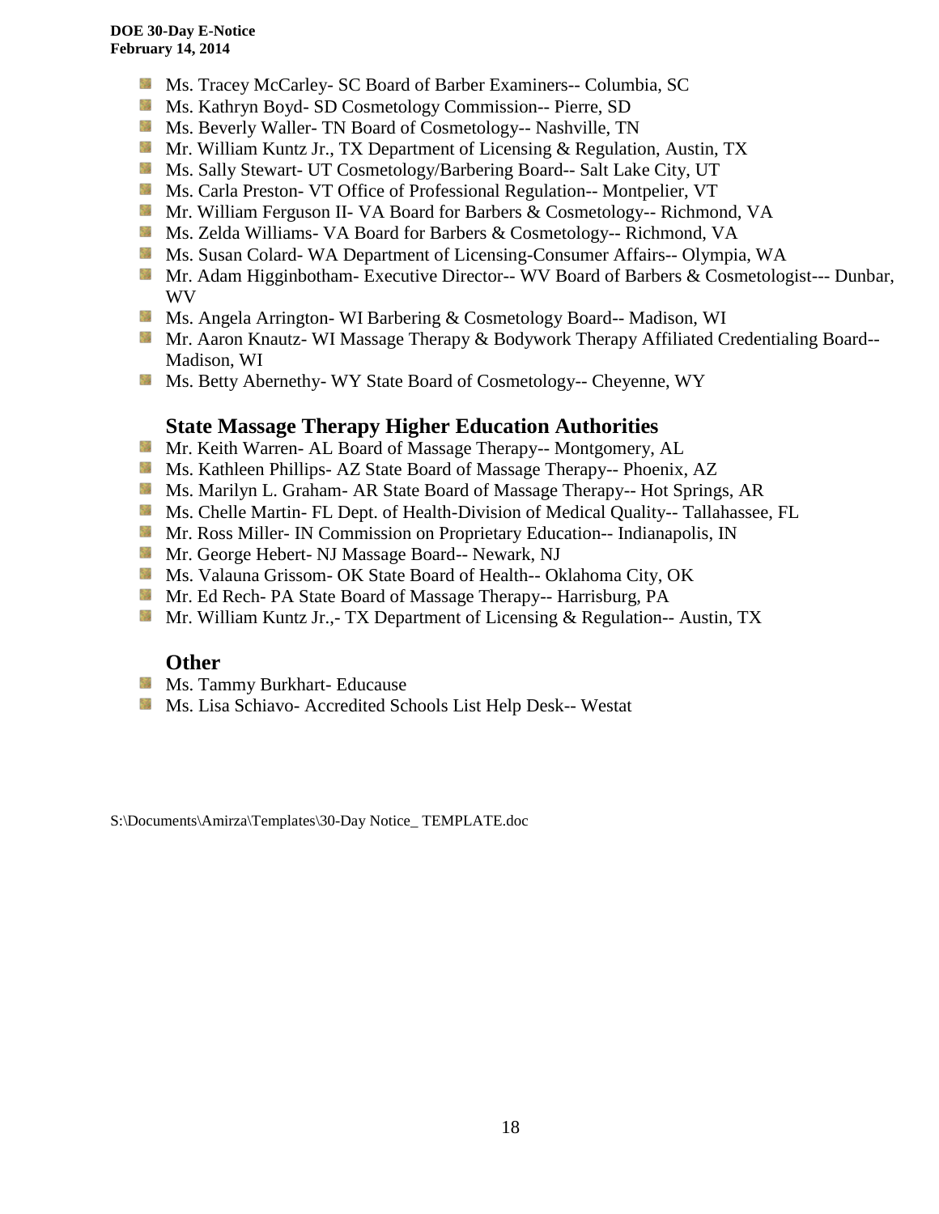- Ms. Tracey McCarley- SC Board of Barber Examiners-- Columbia, SC
- Ms. Kathryn Boyd- SD Cosmetology Commission-- Pierre, SD
- Ms. Beverly Waller- TN Board of Cosmetology-- Nashville, TN
- Mr. William Kuntz Jr., TX Department of Licensing & Regulation, Austin, TX
- Ms. Sally Stewart- UT Cosmetology/Barbering Board-- Salt Lake City, UT
- Ms. Carla Preston- VT Office of Professional Regulation-- Montpelier, VT
- Mr. William Ferguson II- VA Board for Barbers & Cosmetology-- Richmond, VA
- Ms. Zelda Williams- VA Board for Barbers & Cosmetology-- Richmond, VA
- Ms. Susan Colard- WA Department of Licensing-Consumer Affairs-- Olympia, WA
- Mr. Adam Higginbotham- Executive Director-- WV Board of Barbers & Cosmetologist--- Dunbar, WV
- Ms. Angela Arrington- WI Barbering & Cosmetology Board-- Madison, WI
- Mr. Aaron Knautz- WI Massage Therapy & Bodywork Therapy Affiliated Credentialing Board-- Madison, WI
- Ms. Betty Abernethy- WY State Board of Cosmetology-- Cheyenne, WY

## State Massage Therapy Higher Education Authorities

- Mr. Keith Warren- AL Board of Massage Therapy-- Montgomery, AL
- Ms. Kathleen Phillips- AZ State Board of Massage Therapy-- Phoenix, AZ
- Ms. Marilyn L. Graham- AR State Board of Massage Therapy-- Hot Springs, AR
- Ms. Chelle Martin- FL Dept. of Health-Division of Medical Quality-- Tallahassee, FL
- Mr. Ross Miller- IN Commission on Proprietary Education-- Indianapolis, IN
- Mr. George Hebert- NJ Massage Board-- Newark, NJ
- Ms. Valauna Grissom- OK State Board of Health-- Oklahoma City, OK
- Mr. Ed Rech- PA State Board of Massage Therapy-- Harrisburg, PA
- Mr. William Kuntz Jr.,- TX Department of Licensing & Regulation-- Austin, TX

## Other

- Ms. Tammy Burkhart- Educause
- Ms. Lisa Schiavo- Accredited Schools List Help Desk-- Westat

S:\Documents\Amirza\Templates\30-Day Notice_ TEMPLATE.doc